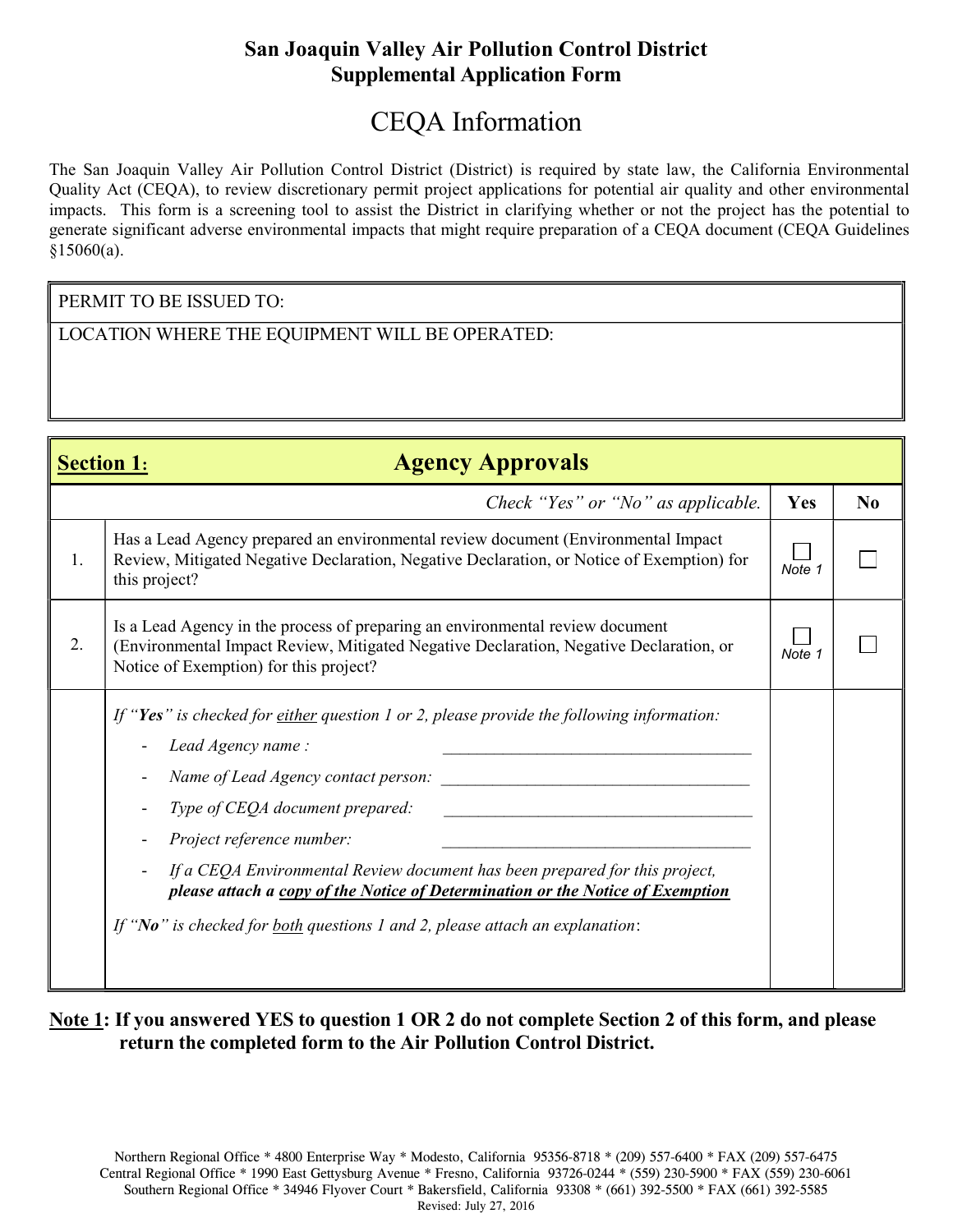**San Joaquin Valley Air Pollution Control District**
**Supplemental Application Form**

# CEQA Information

The San Joaquin Valley Air Pollution Control District (District) is required by state law, the California Environmental Quality Act (CEQA), to review discretionary permit project applications for potential air quality and other environmental impacts. This form is a screening tool to assist the District in clarifying whether or not the project has the potential to generate significant adverse environmental impacts that might require preparation of a CEQA document (CEQA Guidelines §15060(a).

| PERMIT TO BE ISSUED TO: |
|---|
| LOCATION WHERE THE EQUIPMENT WILL BE OPERATED: |

## Section 1: Agency Approvals

| | *Check "Yes" or "No" as applicable.* | Yes | No |
|---|---|---|---|
| 1. | Has a Lead Agency prepared an environmental review document (Environmental Impact Review, Mitigated Negative Declaration, Negative Declaration, or Notice of Exemption) for this project? | ☐ *Note 1* | ☐ |
| 2. | Is a Lead Agency in the process of preparing an environmental review document (Environmental Impact Review, Mitigated Negative Declaration, Negative Declaration, or Notice of Exemption) for this project? | ☐ *Note 1* | ☐ |
| | *If "**Yes**" is checked for either question 1 or 2, please provide the following information:*<br>- *Lead Agency name :* ____________________<br>- *Name of Lead Agency contact person:* ____________________<br>- *Type of CEQA document prepared:* ____________________<br>- *Project reference number:* ____________________<br>- *If a CEQA Environmental Review document has been prepared for this project, **please attach a copy of the Notice of Determination or the Notice of Exemption***<br><br>*If "**No**" is checked for both questions 1 and 2, please attach an explanation*: | | |

**Note 1: If you answered YES to question 1 OR 2 do not complete Section 2 of this form, and please return the completed form to the Air Pollution Control District.**

Northern Regional Office * 4800 Enterprise Way * Modesto, California 95356-8718 * (209) 557-6400 * FAX (209) 557-6475
Central Regional Office * 1990 East Gettysburg Avenue * Fresno, California 93726-0244 * (559) 230-5900 * FAX (559) 230-6061
Southern Regional Office * 34946 Flyover Court * Bakersfield, California 93308 * (661) 392-5500 * FAX (661) 392-5585
Revised: July 27, 2016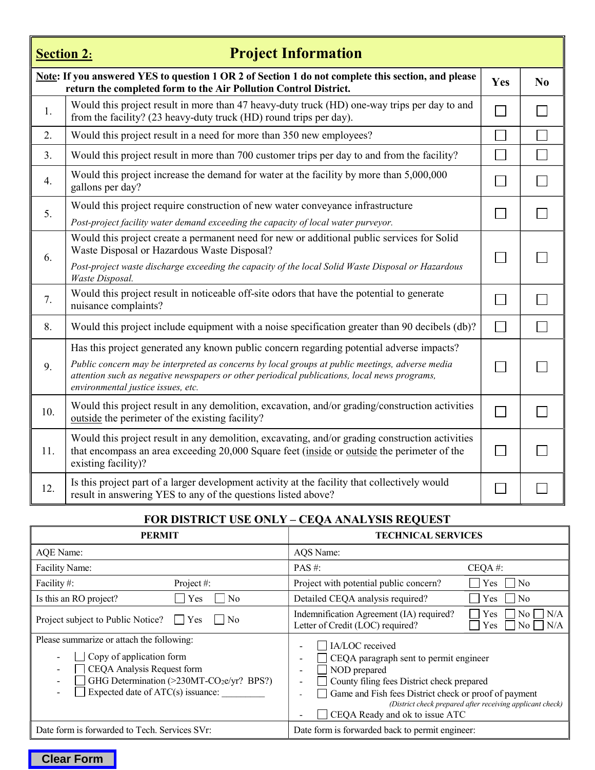## Section 2: Project Information

| | **Note**: If you answered YES to question 1 OR 2 of Section 1 do not complete this section, and please return the completed form to the Air Pollution Control District. | **Yes** | **No** |
|---|---|---|---|
| 1. | Would this project result in more than 47 heavy-duty truck (HD) one-way trips per day to and from the facility? (23 heavy-duty truck (HD) round trips per day). | ☐ | ☐ |
| 2. | Would this project result in a need for more than 350 new employees? | ☐ | ☐ |
| 3. | Would this project result in more than 700 customer trips per day to and from the facility? | ☐ | ☐ |
| 4. | Would this project increase the demand for water at the facility by more than 5,000,000 gallons per day? | ☐ | ☐ |
| 5. | Would this project require construction of new water conveyance infrastructure *Post-project facility water demand exceeding the capacity of local water purveyor.* | ☐ | ☐ |
| 6. | Would this project create a permanent need for new or additional public services for Solid Waste Disposal or Hazardous Waste Disposal? *Post-project waste discharge exceeding the capacity of the local Solid Waste Disposal or Hazardous Waste Disposal.* | ☐ | ☐ |
| 7. | Would this project result in noticeable off-site odors that have the potential to generate nuisance complaints? | ☐ | ☐ |
| 8. | Would this project include equipment with a noise specification greater than 90 decibels (db)? | ☐ | ☐ |
| 9. | Has this project generated any known public concern regarding potential adverse impacts? *Public concern may be interpreted as concerns by local groups at public meetings, adverse media attention such as negative newspapers or other periodical publications, local news programs, environmental justice issues, etc.* | ☐ | ☐ |
| 10. | Would this project result in any demolition, excavation, and/or grading/construction activities outside the perimeter of the existing facility? | ☐ | ☐ |
| 11. | Would this project result in any demolition, excavating, and/or grading construction activities that encompass an area exceeding 20,000 Square feet (inside or outside the perimeter of the existing facility)? | ☐ | ☐ |
| 12. | Is this project part of a larger development activity at the facility that collectively would result in answering YES to any of the questions listed above? | ☐ | ☐ |

### FOR DISTRICT USE ONLY – CEQA ANALYSIS REQUEST

| **PERMIT** | **TECHNICAL SERVICES** |
|---|---|
| AQE Name: | AQS Name: |
| Facility Name: | PAS #: CEQA #: |
| Facility #: Project #: | Project with potential public concern? ☐ Yes ☐ No |
| Is this an RO project? ☐ Yes ☐ No | Detailed CEQA analysis required? ☐ Yes ☐ No |
| Project subject to Public Notice? ☐ Yes ☐ No | Indemnification Agreement (IA) required? ☐ Yes ☐ No ☐ N/A<br>Letter of Credit (LOC) required? ☐ Yes ☐ No ☐ N/A |
| Please summarize or attach the following:<br>- ☐ Copy of application form<br>- ☐ CEQA Analysis Request form<br>- ☐ GHG Determination (>230MT-$CO_2$e/yr? BPS?)<br>- ☐ Expected date of ATC(s) issuance: _________ | - ☐ IA/LOC received<br>- ☐ CEQA paragraph sent to permit engineer<br>- ☐ NOD prepared<br>- ☐ County filing fees District check prepared<br>- ☐ Game and Fish fees District check or proof of payment *(District check prepared after receiving applicant check)*<br>- ☐ CEQA Ready and ok to issue ATC |
| Date form is forwarded to Tech. Services SVr: | Date form is forwarded back to permit engineer: |

Clear Form